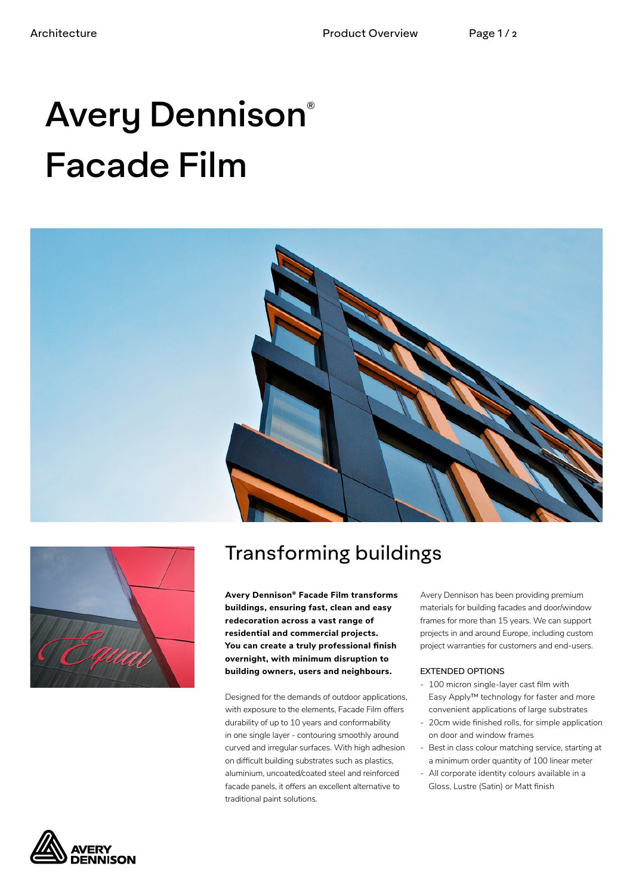# Avery Dennison® Facade Film

## Transforming buildings

**Avery Dennison® Facade Film transforms buildings, ensuring fast, clean and easy redecoration across a vast range of residential and commercial projects. You can create a truly professional finish overnight, with minimum disruption to building owners, users and neighbours.**

Designed for the demands of outdoor applications, with exposure to the elements, Facade Film offers durability of up to 10 years and conformability in one single layer - contouring smoothly around curved and irregular surfaces. With high adhesion on difficult building substrates such as plastics, aluminium, uncoated/coated steel and reinforced facade panels, it offers an excellent alternative to traditional paint solutions.

Avery Dennison has been providing premium materials for building facades and door/window frames for more than 15 years. We can support projects in and around Europe, including custom project warranties for customers and end-users.

EXTENDED OPTIONS

- 100 micron single-layer cast film with Easy Apply™ technology for faster and more convenient applications of large substrates
- 20cm wide finished rolls, for simple application on door and window frames
- Best in class colour matching service, starting at a minimum order quantity of 100 linear meter
- All corporate identity colours available in a Gloss, Lustre (Satin) or Matt finish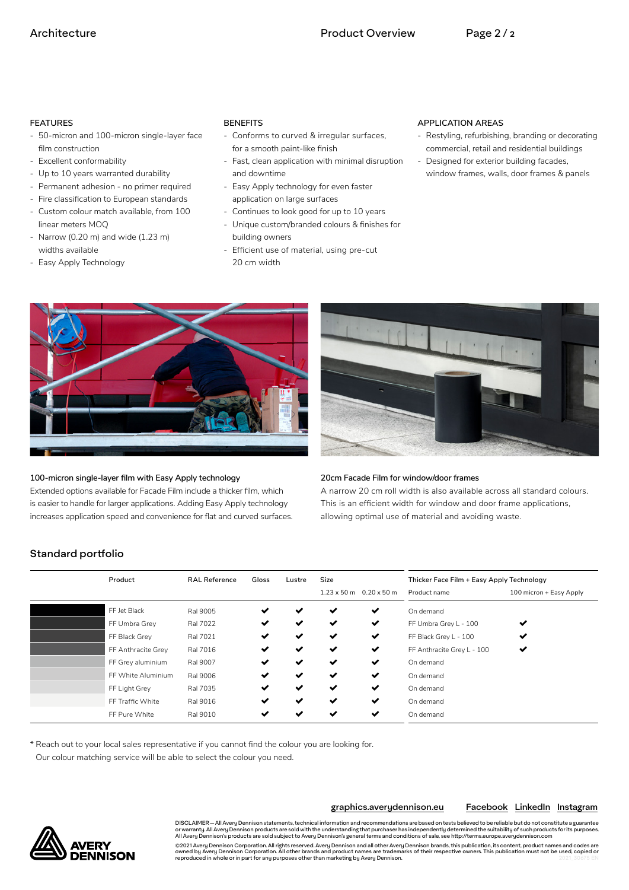## FEATURES

- 50-micron and 100-micron single-layer face film construction
- Excellent conformability
- Up to 10 years warranted durability
- Permanent adhesion - no primer required
- Fire classification to European standards
- Custom colour match available, from 100 linear meters MOQ
- Narrow (0.20 m) and wide (1.23 m) widths available
- Easy Apply Technology

## BENEFITS

- Conforms to curved & irregular surfaces, for a smooth paint-like finish
- Fast, clean application with minimal disruption and downtime
- Easy Apply technology for even faster application on large surfaces
- Continues to look good for up to 10 years
- Unique custom/branded colours & finishes for building owners
- Efficient use of material, using pre-cut 20 cm width

## APPLICATION AREAS

- Restyling, refurbishing, branding or decorating commercial, retail and residential buildings
- Designed for exterior building facades, window frames, walls, door frames & panels

**100-micron single-layer film with Easy Apply technology**

Extended options available for Facade Film include a thicker film, which is easier to handle for larger applications. Adding Easy Apply technology increases application speed and convenience for flat and curved surfaces.

**20cm Facade Film for window/door frames**

A narrow 20 cm roll width is also available across all standard colours. This is an efficient width for window and door frame applications, allowing optimal use of material and avoiding waste.

## Standard portfolio

| Product | RAL Reference | Gloss | Lustre | Size | | Thicker Face Film + Easy Apply Technology | |
|---|---|---|---|---|---|---|---|
| | | | | 1.23 x 50 m | 0.20 x 50 m | Product name | 100 micron + Easy Apply |
| FF Jet Black | Ral 9005 | ✔ | ✔ | ✔ | ✔ | On demand | |
| FF Umbra Grey | Ral 7022 | ✔ | ✔ | ✔ | ✔ | FF Umbra Grey L - 100 | ✔ |
| FF Black Grey | Ral 7021 | ✔ | ✔ | ✔ | ✔ | FF Black Grey L - 100 | ✔ |
| FF Anthracite Grey | Ral 7016 | ✔ | ✔ | ✔ | ✔ | FF Anthracite Grey L - 100 | ✔ |
| FF Grey aluminium | Ral 9007 | ✔ | ✔ | ✔ | ✔ | On demand | |
| FF White Aluminium | Ral 9006 | ✔ | ✔ | ✔ | ✔ | On demand | |
| FF Light Grey | Ral 7035 | ✔ | ✔ | ✔ | ✔ | On demand | |
| FF Traffic White | Ral 9016 | ✔ | ✔ | ✔ | ✔ | On demand | |
| FF Pure White | Ral 9010 | ✔ | ✔ | ✔ | ✔ | On demand | |

* Reach out to your local sales representative if you cannot find the colour you are looking for.
Our colour matching service will be able to select the colour you need.

graphics.averydennison.eu    Facebook  LinkedIn  Instagram

DISCLAIMER — All Avery Dennison statements, technical information and recommendations are based on tests believed to be reliable but do not constitute a guarantee or warranty. All Avery Dennison products are sold with the understanding that purchaser has independently determined the suitability of such products for its purposes. All Avery Dennison's products are sold subject to Avery Dennison's general terms and conditions of sale, see http://terms.europe.averydennison.com

©2021 Avery Dennison Corporation. All rights reserved. Avery Dennison and all other Avery Dennison brands, this publication, its content, product names and codes are owned by Avery Dennison Corporation. All other brands and product names are trademarks of their respective owners. This publication must not be used, copied or reproduced in whole or in part for any purposes other than marketing by Avery Dennison.